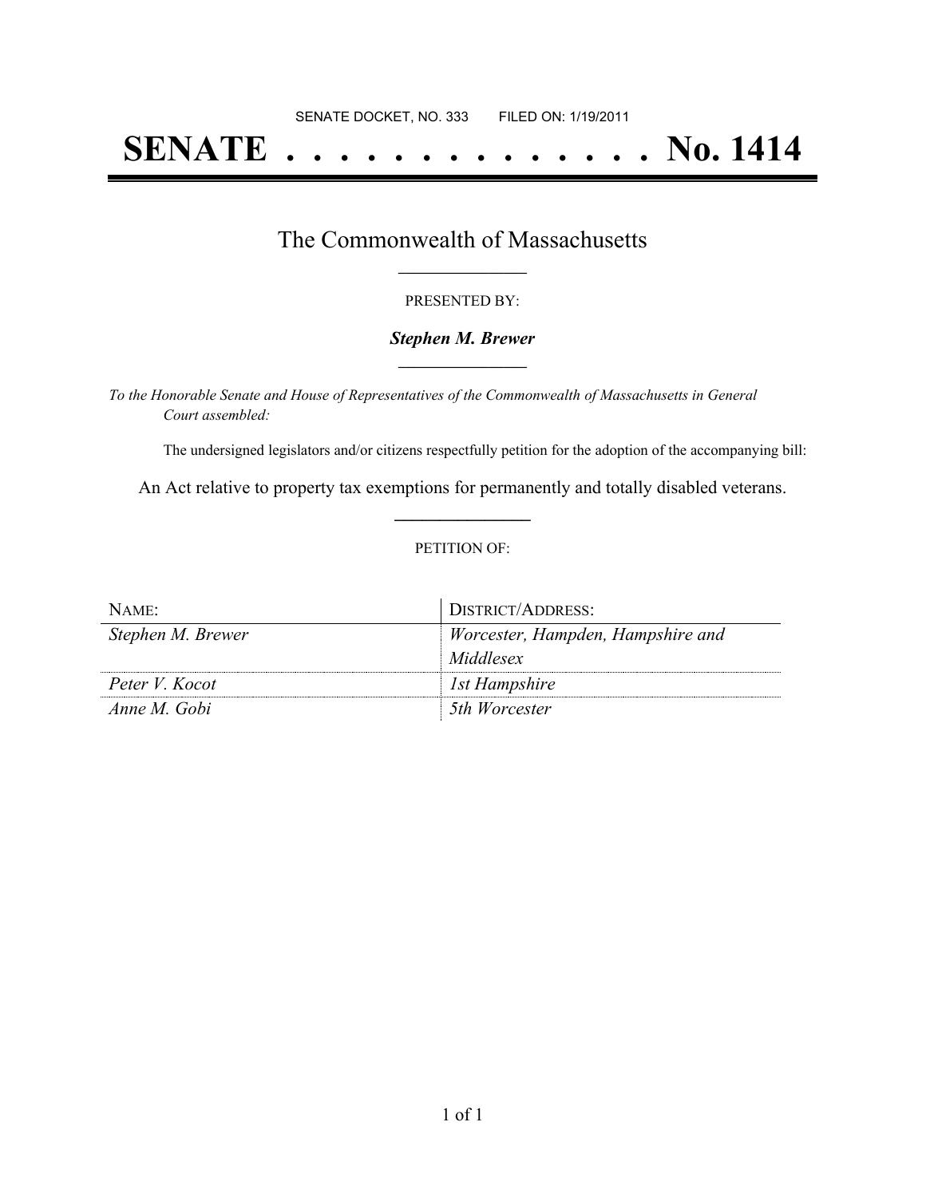SENATE DOCKET, NO. 333 FILED ON: 1/19/2011

# SENATE . . . . . . . . . . . . . . No. 1414

## The Commonwealth of Massachusetts

PRESENTED BY:

***Stephen M. Brewer***

*To the Honorable Senate and House of Representatives of the Commonwealth of Massachusetts in General Court assembled:*

The undersigned legislators and/or citizens respectfully petition for the adoption of the accompanying bill:

An Act relative to property tax exemptions for permanently and totally disabled veterans.

PETITION OF:

| NAME: | DISTRICT/ADDRESS: |
|---|---|
| *Stephen M. Brewer* | *Worcester, Hampden, Hampshire and Middlesex* |
| *Peter V. Kocot* | *1st Hampshire* |
| *Anne M. Gobi* | *5th Worcester* |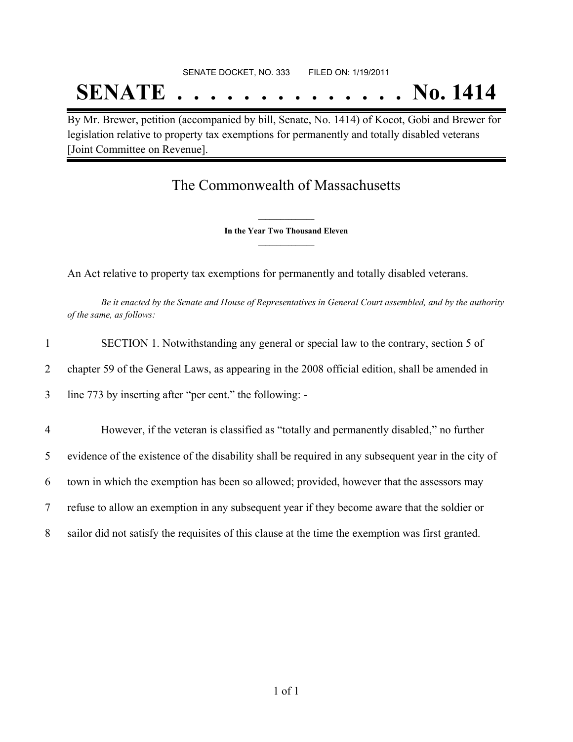SENATE DOCKET, NO. 333 FILED ON: 1/19/2011

# SENATE . . . . . . . . . . . . . . No. 1414

By Mr. Brewer, petition (accompanied by bill, Senate, No. 1414) of Kocot, Gobi and Brewer for legislation relative to property tax exemptions for permanently and totally disabled veterans [Joint Committee on Revenue].

## The Commonwealth of Massachusetts

**In the Year Two Thousand Eleven**

An Act relative to property tax exemptions for permanently and totally disabled veterans.

*Be it enacted by the Senate and House of Representatives in General Court assembled, and by the authority of the same, as follows:*

1 SECTION 1. Notwithstanding any general or special law to the contrary, section 5 of
2 chapter 59 of the General Laws, as appearing in the 2008 official edition, shall be amended in
3 line 773 by inserting after "per cent." the following: -

4 However, if the veteran is classified as "totally and permanently disabled," no further
5 evidence of the existence of the disability shall be required in any subsequent year in the city of
6 town in which the exemption has been so allowed; provided, however that the assessors may
7 refuse to allow an exemption in any subsequent year if they become aware that the soldier or
8 sailor did not satisfy the requisites of this clause at the time the exemption was first granted.